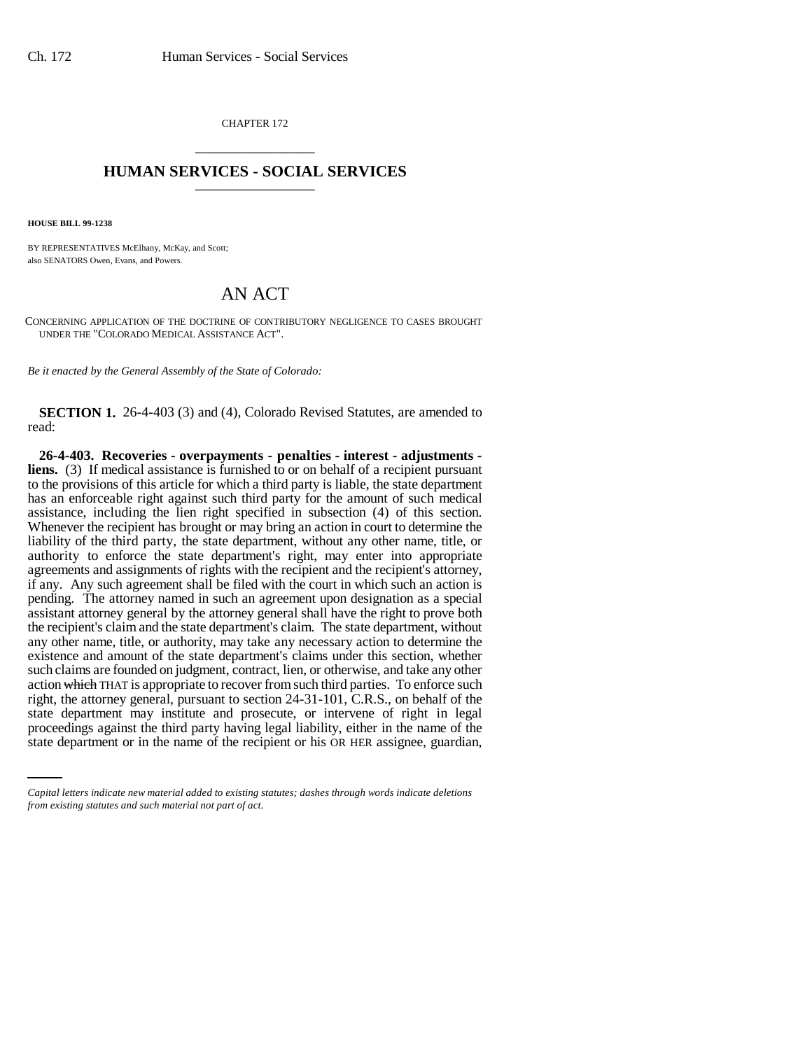CHAPTER 172

# HUMAN SERVICES - SOCIAL SERVICES

**HOUSE BILL 99-1238**

BY REPRESENTATIVES McElhany, McKay, and Scott;
also SENATORS Owen, Evans, and Powers.

## AN ACT

CONCERNING APPLICATION OF THE DOCTRINE OF CONTRIBUTORY NEGLIGENCE TO CASES BROUGHT UNDER THE "COLORADO MEDICAL ASSISTANCE ACT".

*Be it enacted by the General Assembly of the State of Colorado:*

**SECTION 1.** 26-4-403 (3) and (4), Colorado Revised Statutes, are amended to read:

**26-4-403. Recoveries - overpayments - penalties - interest - adjustments - liens.** (3) If medical assistance is furnished to or on behalf of a recipient pursuant to the provisions of this article for which a third party is liable, the state department has an enforceable right against such third party for the amount of such medical assistance, including the lien right specified in subsection (4) of this section. Whenever the recipient has brought or may bring an action in court to determine the liability of the third party, the state department, without any other name, title, or authority to enforce the state department's right, may enter into appropriate agreements and assignments of rights with the recipient and the recipient's attorney, if any. Any such agreement shall be filed with the court in which such an action is pending. The attorney named in such an agreement upon designation as a special assistant attorney general by the attorney general shall have the right to prove both the recipient's claim and the state department's claim. The state department, without any other name, title, or authority, may take any necessary action to determine the existence and amount of the state department's claims under this section, whether such claims are founded on judgment, contract, lien, or otherwise, and take any other action ~~which~~ THAT is appropriate to recover from such third parties. To enforce such right, the attorney general, pursuant to section 24-31-101, C.R.S., on behalf of the state department may institute and prosecute, or intervene of right in legal proceedings against the third party having legal liability, either in the name of the state department or in the name of the recipient or his OR HER assignee, guardian,

*Capital letters indicate new material added to existing statutes; dashes through words indicate deletions from existing statutes and such material not part of act.*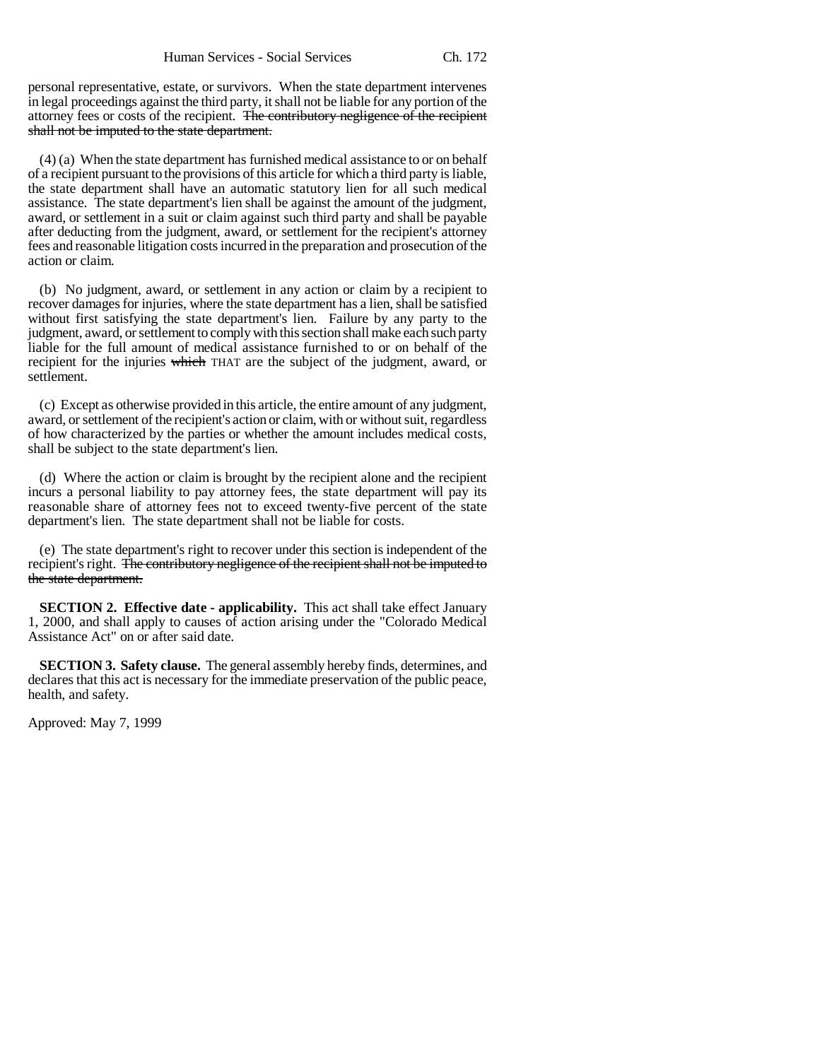personal representative, estate, or survivors. When the state department intervenes in legal proceedings against the third party, it shall not be liable for any portion of the attorney fees or costs of the recipient. ~~The contributory negligence of the recipient shall not be imputed to the state department.~~

(4) (a) When the state department has furnished medical assistance to or on behalf of a recipient pursuant to the provisions of this article for which a third party is liable, the state department shall have an automatic statutory lien for all such medical assistance. The state department's lien shall be against the amount of the judgment, award, or settlement in a suit or claim against such third party and shall be payable after deducting from the judgment, award, or settlement for the recipient's attorney fees and reasonable litigation costs incurred in the preparation and prosecution of the action or claim.

(b) No judgment, award, or settlement in any action or claim by a recipient to recover damages for injuries, where the state department has a lien, shall be satisfied without first satisfying the state department's lien. Failure by any party to the judgment, award, or settlement to comply with this section shall make each such party liable for the full amount of medical assistance furnished to or on behalf of the recipient for the injuries ~~which~~ THAT are the subject of the judgment, award, or settlement.

(c) Except as otherwise provided in this article, the entire amount of any judgment, award, or settlement of the recipient's action or claim, with or without suit, regardless of how characterized by the parties or whether the amount includes medical costs, shall be subject to the state department's lien.

(d) Where the action or claim is brought by the recipient alone and the recipient incurs a personal liability to pay attorney fees, the state department will pay its reasonable share of attorney fees not to exceed twenty-five percent of the state department's lien. The state department shall not be liable for costs.

(e) The state department's right to recover under this section is independent of the recipient's right. ~~The contributory negligence of the recipient shall not be imputed to the state department.~~

**SECTION 2. Effective date - applicability.** This act shall take effect January 1, 2000, and shall apply to causes of action arising under the "Colorado Medical Assistance Act" on or after said date.

**SECTION 3. Safety clause.** The general assembly hereby finds, determines, and declares that this act is necessary for the immediate preservation of the public peace, health, and safety.

Approved: May 7, 1999